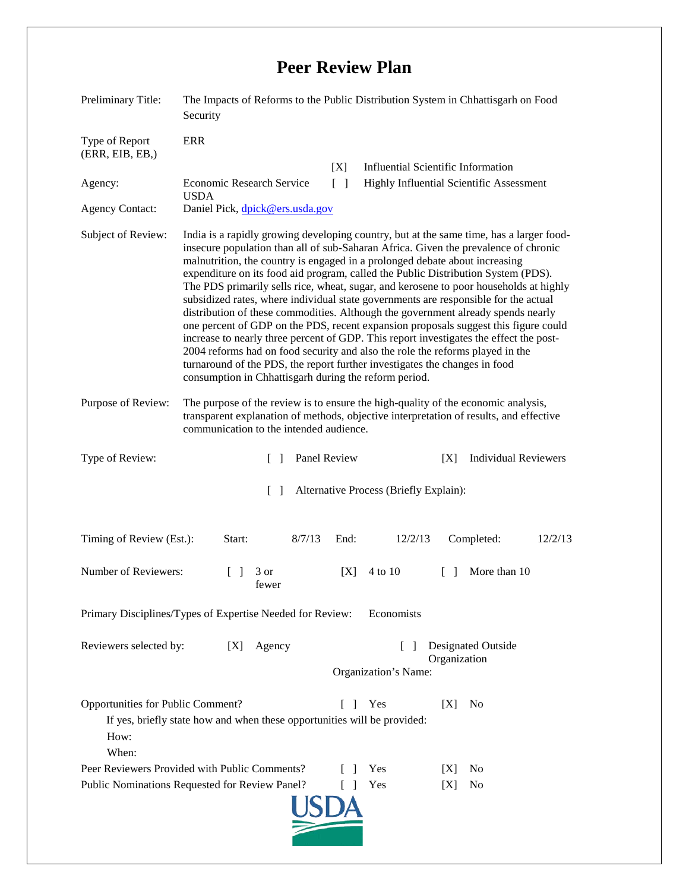# Peer Review Plan

| | |
|---|---|
| Preliminary Title: | The Impacts of Reforms to the Public Distribution System in Chhattisgarh on Food Security |
| Type of Report (ERR, EIB, EB,) | ERR |
| | [X] Influential Scientific Information |
| Agency: | Economic Research Service USDA — [ ] Highly Influential Scientific Assessment |
| Agency Contact: | Daniel Pick, dpick@ers.usda.gov |
| Subject of Review: | India is a rapidly growing developing country, but at the same time, has a larger food-insecure population than all of sub-Saharan Africa. Given the prevalence of chronic malnutrition, the country is engaged in a prolonged debate about increasing expenditure on its food aid program, called the Public Distribution System (PDS). The PDS primarily sells rice, wheat, sugar, and kerosene to poor households at highly subsidized rates, where individual state governments are responsible for the actual distribution of these commodities. Although the government already spends nearly one percent of GDP on the PDS, recent expansion proposals suggest this figure could increase to nearly three percent of GDP. This report investigates the effect the post-2004 reforms had on food security and also the role the reforms played in the turnaround of the PDS, the report further investigates the changes in food consumption in Chhattisgarh during the reform period. |
| Purpose of Review: | The purpose of the review is to ensure the high-quality of the economic analysis, transparent explanation of methods, objective interpretation of results, and effective communication to the intended audience. |

Type of Review: [ ] Panel Review [X] Individual Reviewers

[ ] Alternative Process (Briefly Explain):

Timing of Review (Est.): Start: 8/7/13 End: 12/2/13 Completed: 12/2/13

Number of Reviewers: [ ] 3 or fewer [X] 4 to 10 [ ] More than 10

Primary Disciplines/Types of Expertise Needed for Review: Economists

Reviewers selected by: [X] Agency [ ] Designated Outside Organization

Organization's Name:

Opportunities for Public Comment? [ ] Yes [X] No

If yes, briefly state how and when these opportunities will be provided:

How:

When:

Peer Reviewers Provided with Public Comments? [ ] Yes [X] No

Public Nominations Requested for Review Panel? [ ] Yes [X] No